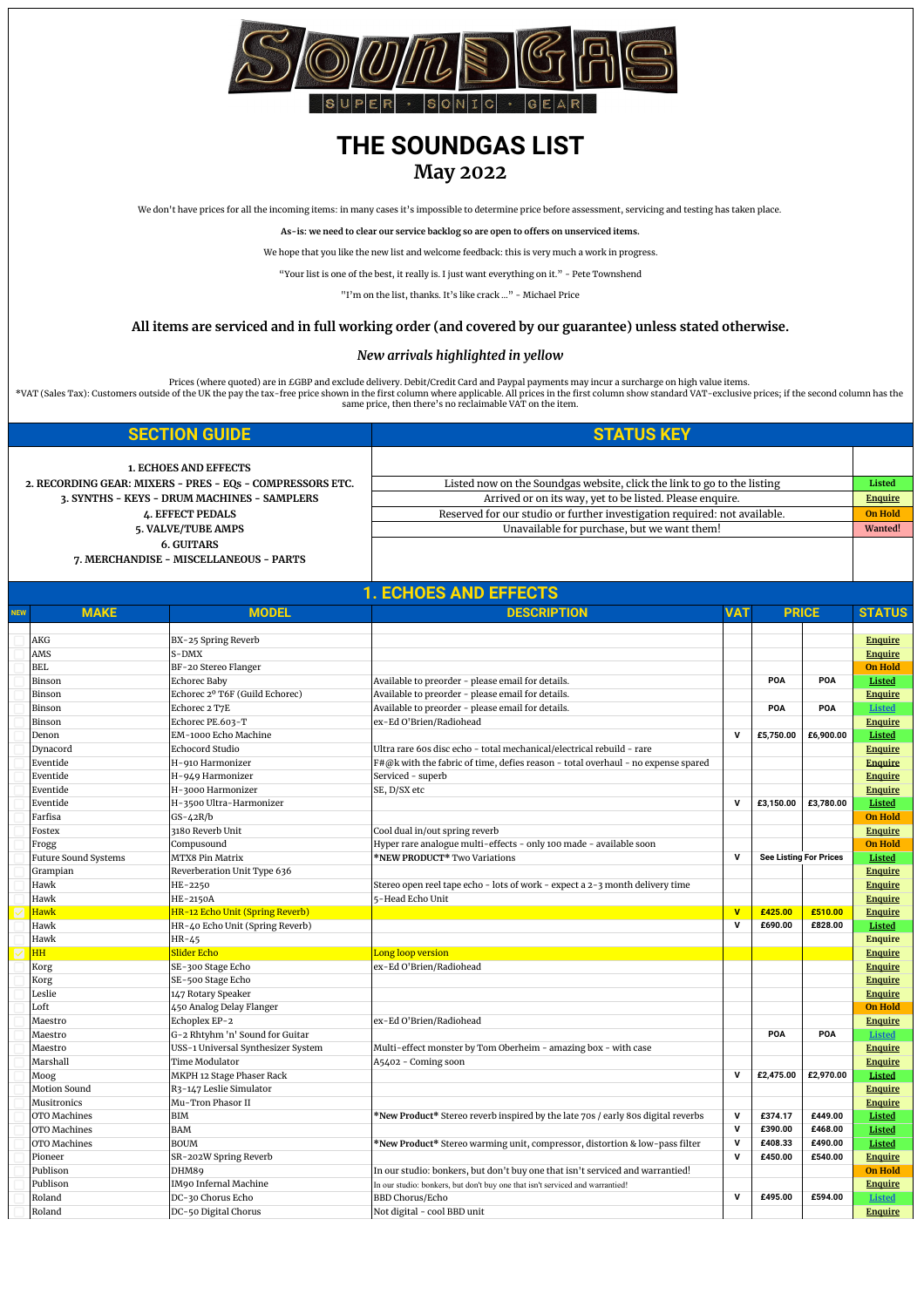# THE SOUNDGAS LIST

## May 2022

We don't have prices for all the incoming items: in many cases it's impossible to determine price before assessment, servicing and testing has taken place.

**As-is: we need to clear our service backlog so are open to offers on unserviced items.**

We hope that you like the new list and welcome feedback: this is very much a work in progress.

"Your list is one of the best, it really is. I just want everything on it." - Pete Townshend

"I'm on the list, thanks. It's like crack ..." - Michael Price

### All items are serviced and in full working order (and covered by our guarantee) unless stated otherwise.

*New arrivals highlighted in yellow*

Prices (where quoted) are in £GBP and exclude delivery. Debit/Credit Card and Paypal payments may incur a surcharge on high value items.
*VAT (Sales Tax): Customers outside of the UK the pay the tax-free price shown in the first column where applicable. All prices in the first column show standard VAT-exclusive prices; if the second column has the same price, then there's no reclaimable VAT on the item.

| SECTION GUIDE | STATUS KEY | |
|---|---|---|
| 1. ECHOES AND EFFECTS | Listed now on the Soundgas website, click the link to go to the listing | Listed |
| 2. RECORDING GEAR: MIXERS - PRES - EQs - COMPRESSORS ETC. | Arrived or on its way, yet to be listed. Please enquire. | Enquire |
| 3. SYNTHS - KEYS - DRUM MACHINES - SAMPLERS | Reserved for our studio or further investigation required: not available. | On Hold |
| 4. EFFECT PEDALS | Unavailable for purchase, but we want them! | Wanted! |
| 5. VALVE/TUBE AMPS | | |
| 6. GUITARS | | |
| 7. MERCHANDISE - MISCELLANEOUS - PARTS | | |

## 1. ECHOES AND EFFECTS

| NEW | MAKE | MODEL | DESCRIPTION | VAT | PRICE | | STATUS |
|---|---|---|---|---|---|---|---|
| | AKG | BX-25 Spring Reverb | | | | | Enquire |
| | AMS | S-DMX | | | | | Enquire |
| | BEL | BF-20 Stereo Flanger | | | | | On Hold |
| | Binson | Echorec Baby | Available to preorder - please email for details. | | POA | POA | Listed |
| | Binson | Echorec 2º T6F (Guild Echorec) | Available to preorder - please email for details. | | | | Enquire |
| | Binson | Echorec 2 T7E | Available to preorder - please email for details. | | POA | POA | Listed |
| | Binson | Echorec PE.603-T | ex-Ed O'Brien/Radiohead | | | | Enquire |
| | Denon | EM-1000 Echo Machine | | V | £5,750.00 | £6,900.00 | Listed |
| | Dynacord | Echocord Studio | Ultra rare 60s disc echo - total mechanical/electrical rebuild - rare | | | | Enquire |
| | Eventide | H-910 Harmonizer | F#@k with the fabric of time, defies reason - total overhaul - no expense spared | | | | Enquire |
| | Eventide | H-949 Harmonizer | Serviced - superb | | | | Enquire |
| | Eventide | H-3000 Harmonizer | SE, D/SX etc | | | | Enquire |
| | Eventide | H-3500 Ultra-Harmonizer | | V | £3,150.00 | £3,780.00 | Listed |
| | Farfisa | GS-42R/b | | | | | On Hold |
| | Fostex | 3180 Reverb Unit | Cool dual in/out spring reverb | | | | Enquire |
| | Frogg | Compusound | Hyper rare analogue multi-effects - only 100 made - available soon | | | | On Hold |
| | Future Sound Systems | MTX8 Pin Matrix | *NEW PRODUCT* Two Variations | V | See Listing For Prices | | Listed |
| | Grampian | Reverberation Unit Type 636 | | | | | Enquire |
| | Hawk | HE-2250 | Stereo open reel tape echo - lots of work - expect a 2-3 month delivery time | | | | Enquire |
| | Hawk | HE-2150A | 5-Head Echo Unit | | | | Enquire |
| ✓ | Hawk | HR-12 Echo Unit (Spring Reverb) | | V | £425.00 | £510.00 | Enquire |
| | Hawk | HR-40 Echo Unit (Spring Reverb) | | V | £690.00 | £828.00 | Listed |
| | Hawk | HR-45 | | | | | Enquire |
| ✓ | HH | Slider Echo | Long loop version | | | | Enquire |
| | Korg | SE-300 Stage Echo | ex-Ed O'Brien/Radiohead | | | | Enquire |
| | Korg | SE-500 Stage Echo | | | | | Enquire |
| | Leslie | 147 Rotary Speaker | | | | | Enquire |
| | Loft | 450 Analog Delay Flanger | | | | | On Hold |
| | Maestro | Echoplex EP-2 | ex-Ed O'Brien/Radiohead | | | | Enquire |
| | Maestro | G-2 Rhtyhm 'n' Sound for Guitar | | | POA | POA | Listed |
| | Maestro | USS-1 Universal Synthesizer System | Multi-effect monster by Tom Oberheim - amazing box - with case | | | | Enquire |
| | Marshall | Time Modulator | A5402 - Coming soon | | | | Enquire |
| | Moog | MKPH 12 Stage Phaser Rack | | V | £2,475.00 | £2,970.00 | Listed |
| | Motion Sound | R3-147 Leslie Simulator | | | | | Enquire |
| | Musitronics | Mu-Tron Phasor II | | | | | Enquire |
| | OTO Machines | BIM | *New Product* Stereo reverb inspired by the late 70s / early 80s digital reverbs | V | £374.17 | £449.00 | Listed |
| | OTO Machines | BAM | | V | £390.00 | £468.00 | Listed |
| | OTO Machines | BOUM | *New Product* Stereo warming unit, compressor, distortion & low-pass filter | V | £408.33 | £490.00 | Listed |
| | Pioneer | SR-202W Spring Reverb | | V | £450.00 | £540.00 | Enquire |
| | Publison | DHM89 | In our studio: bonkers, but don't buy one that isn't serviced and warrantied! | | | | On Hold |
| | Publison | IM90 Infernal Machine | In our studio: bonkers, but don't buy one that isn't serviced and warrantied! | | | | Enquire |
| | Roland | DC-30 Chorus Echo | BBD Chorus/Echo | V | £495.00 | £594.00 | Listed |
| | Roland | DC-50 Digital Chorus | Not digital - cool BBD unit | | | | Enquire |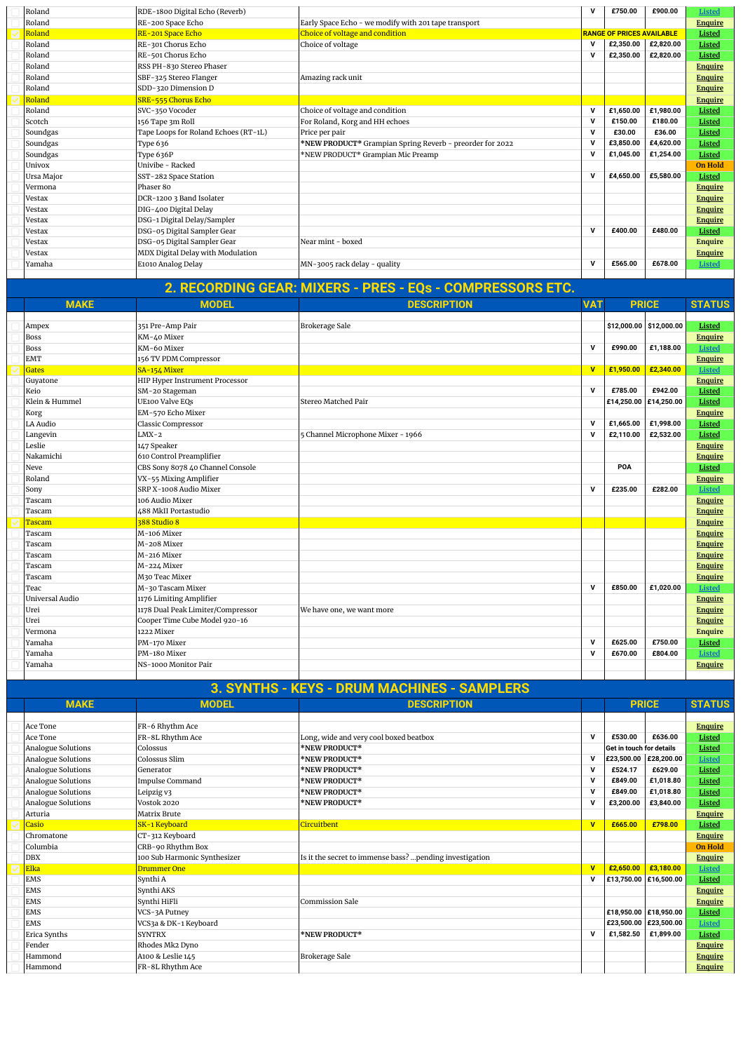| | MAKE | MODEL | DESCRIPTION | VAT | PRICE | | STATUS |
|---|---|---|---|---|---|---|---|
| | Roland | RDE-1800 Digital Echo (Reverb) | | V | £750.00 | £900.00 | Listed |
| | Roland | RE-200 Space Echo | Early Space Echo - we modify with 201 tape transport | | | | Enquire |
| | Roland | RE-201 Space Echo | Choice of voltage and condition | RANGE OF PRICES AVAILABLE | | | Listed |
| | Roland | RE-301 Chorus Echo | Choice of voltage | V | £2,350.00 | £2,820.00 | Listed |
| | Roland | RE-501 Chorus Echo | | V | £2,350.00 | £2,820.00 | Listed |
| | Roland | RSS PH-830 Stereo Phaser | | | | | Enquire |
| | Roland | SBF-325 Stereo Flanger | Amazing rack unit | | | | Enquire |
| | Roland | SDD-320 Dimension D | | | | | Enquire |
| | Roland | SRE-555 Chorus Echo | | | | | Enquire |
| | Roland | SVC-350 Vocoder | Choice of voltage and condition | V | £1,650.00 | £1,980.00 | Listed |
| | Scotch | 156 Tape 3m Roll | For Roland, Korg and HH echoes | V | £150.00 | £180.00 | Listed |
| | Soundgas | Tape Loops for Roland Echoes (RT-1L) | Price per pair | V | £30.00 | £36.00 | Listed |
| | Soundgas | Type 636 | *NEW PRODUCT* Grampian Spring Reverb - preorder for 2022 | V | £3,850.00 | £4,620.00 | Listed |
| | Soundgas | Type 636P | *NEW PRODUCT* Grampian Mic Preamp | V | £1,045.00 | £1,254.00 | Listed |
| | Univox | Univibe - Racked | | | | | On Hold |
| | Ursa Major | SST-282 Space Station | | V | £4,650.00 | £5,580.00 | Listed |
| | Vermona | Phaser 80 | | | | | Enquire |
| | Vestax | DCR-1200 3 Band Isolater | | | | | Enquire |
| | Vestax | DIG-400 Digital Delay | | | | | Enquire |
| | Vestax | DSG-1 Digital Delay/Sampler | | | | | Enquire |
| | Vestax | DSG-05 Digital Sampler Gear | | V | £400.00 | £480.00 | Listed |
| | Vestax | DSG-05 Digital Sampler Gear | Near mint - boxed | | | | Enquire |
| | Vestax | MDX Digital Delay with Modulation | | | | | Enquire |
| | Yamaha | E1010 Analog Delay | MN-3005 rack delay - quality | V | £565.00 | £678.00 | Listed |

## 2. RECORDING GEAR: MIXERS - PRES - EQs - COMPRESSORS ETC.

| | MAKE | MODEL | DESCRIPTION | VAT | PRICE | | STATUS |
|---|---|---|---|---|---|---|---|
| | Ampex | 351 Pre-Amp Pair | Brokerage Sale | | $12,000.00 | $12,000.00 | Listed |
| | Boss | KM-40 Mixer | | | | | Enquire |
| | Boss | KM-60 Mixer | | V | £990.00 | £1,188.00 | Listed |
| | EMT | 156 TV PDM Compressor | | | | | Enquire |
| | Gates | SA-154 Mixer | | V | £1,950.00 | £2,340.00 | Listed |
| | Guyatone | HIP Hyper Instrument Processor | | | | | Enquire |
| | Keio | SM-20 Stageman | | V | £785.00 | £942.00 | Listed |
| | Klein & Hummel | UE100 Valve EQs | Stereo Matched Pair | | £14,250.00 | £14,250.00 | Listed |
| | Korg | EM-570 Echo Mixer | | | | | Enquire |
| | LA Audio | Classic Compressor | | V | £1,665.00 | £1,998.00 | Listed |
| | Langevin | LMX-2 | 5 Channel Microphone Mixer - 1966 | V | £2,110.00 | £2,532.00 | Listed |
| | Leslie | 147 Speaker | | | | | Enquire |
| | Nakamichi | 610 Control Preamplifier | | | | | Enquire |
| | Neve | CBS Sony 8078 40 Channel Console | | | POA | | Listed |
| | Roland | VX-55 Mixing Amplifier | | | | | Enquire |
| | Sony | SRP X-1008 Audio Mixer | | V | £235.00 | £282.00 | Listed |
| | Tascam | 106 Audio Mixer | | | | | Enquire |
| | Tascam | 488 MkII Portastudio | | | | | Enquire |
| | Tascam | 388 Studio 8 | | | | | Enquire |
| | Tascam | M-106 Mixer | | | | | Enquire |
| | Tascam | M-208 Mixer | | | | | Enquire |
| | Tascam | M-216 Mixer | | | | | Enquire |
| | Tascam | M-224 Mixer | | | | | Enquire |
| | Tascam | M30 Teac Mixer | | | | | Enquire |
| | Teac | M-30 Tascam Mixer | | V | £850.00 | £1,020.00 | Listed |
| | Universal Audio | 1176 Limiting Amplifier | | | | | Enquire |
| | Urei | 1178 Dual Peak Limiter/Compressor | We have one, we want more | | | | Enquire |
| | Urei | Cooper Time Cube Model 920-16 | | | | | Enquire |
| | Vermona | 1222 Mixer | | | | | Enquire |
| | Yamaha | PM-170 Mixer | | V | £625.00 | £750.00 | Listed |
| | Yamaha | PM-180 Mixer | | V | £670.00 | £804.00 | Listed |
| | Yamaha | NS-1000 Monitor Pair | | | | | Enquire |

## 3. SYNTHS - KEYS - DRUM MACHINES - SAMPLERS

| | MAKE | MODEL | DESCRIPTION | | PRICE | | STATUS |
|---|---|---|---|---|---|---|---|
| | Ace Tone | FR-6 Rhythm Ace | | | | | Enquire |
| | Ace Tone | FR-8L Rhythm Ace | Long, wide and very cool boxed beatbox | V | £530.00 | £636.00 | Listed |
| | Analogue Solutions | Colossus | *NEW PRODUCT* | | Get in touch for details | | Listed |
| | Analogue Solutions | Colossus Slim | *NEW PRODUCT* | V | £23,500.00 | £28,200.00 | Listed |
| | Analogue Solutions | Generator | *NEW PRODUCT* | V | £524.17 | £629.00 | Listed |
| | Analogue Solutions | Impulse Command | *NEW PRODUCT* | V | £849.00 | £1,018.80 | Listed |
| | Analogue Solutions | Leipzig v3 | *NEW PRODUCT* | V | £849.00 | £1,018.80 | Listed |
| | Analogue Solutions | Vostok 2020 | *NEW PRODUCT* | V | £3,200.00 | £3,840.00 | Listed |
| | Arturia | Matrix Brute | | | | | Enquire |
| | Casio | SK-1 Keyboard | Circuitbent | V | £665.00 | £798.00 | Listed |
| | Chromatone | CT-312 Keyboard | | | | | Enquire |
| | Columbia | CRB-90 Rhythm Box | | | | | On Hold |
| | DBX | 100 Sub Harmonic Synthesizer | Is it the secret to immense bass? ...pending investigation | | | | Enquire |
| | Elka | Drummer One | | V | £2,650.00 | £3,180.00 | Listed |
| | EMS | Synthi A | | V | £13,750.00 | £16,500.00 | Listed |
| | EMS | Synthi AKS | | | | | Enquire |
| | EMS | Synthi HiFli | Commission Sale | | | | Enquire |
| | EMS | VCS-3A Putney | | | £18,950.00 | £18,950.00 | Listed |
| | EMS | VCS3a & DK-1 Keyboard | | | £23,500.00 | £23,500.00 | Listed |
| | Erica Synths | SYNTRX | *NEW PRODUCT* | V | £1,582.50 | £1,899.00 | Listed |
| | Fender | Rhodes Mk2 Dyno | | | | | Enquire |
| | Hammond | A100 & Leslie 145 | Brokerage Sale | | | | Enquire |
| | Hammond | FR-8L Rhythm Ace | | | | | Enquire |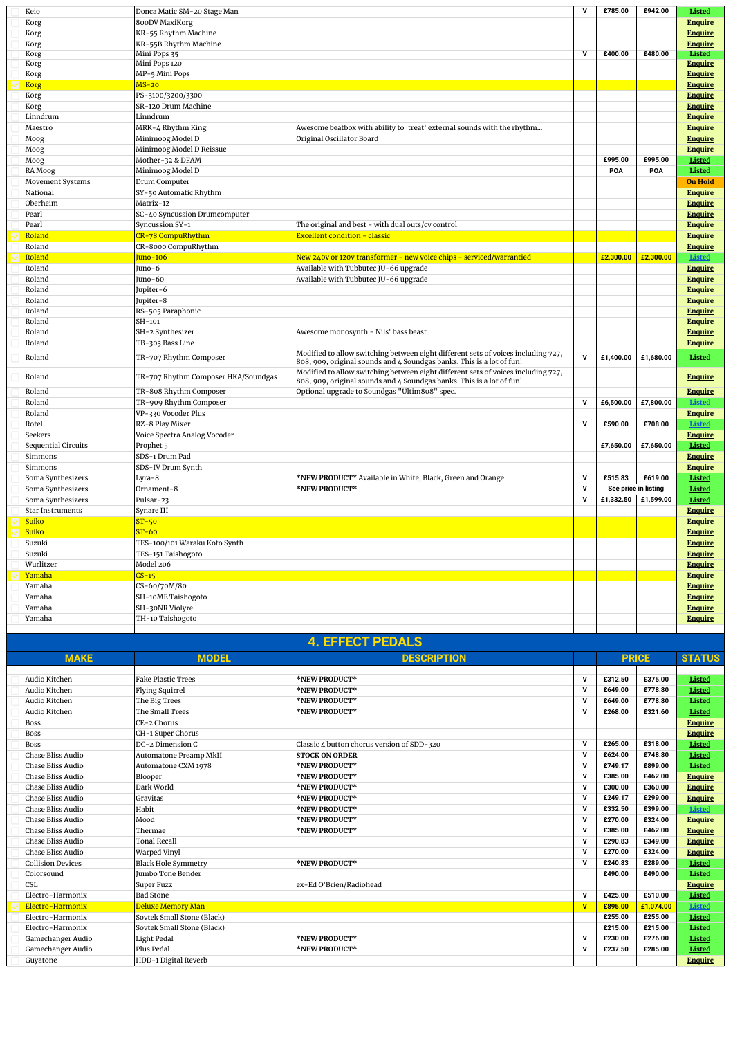| | MAKE | MODEL | DESCRIPTION | | PRICE | | STATUS |
|---|---|---|---|---|---|---|---|
| | Keio | Donca Matic SM-20 Stage Man | | V | £785.00 | £942.00 | Listed |
| | Korg | 800DV MaxiKorg | | | | | Enquire |
| | Korg | KR-55 Rhythm Machine | | | | | Enquire |
| | Korg | KR-55B Rhythm Machine | | | | | Enquire |
| | Korg | Mini Pops 35 | | V | £400.00 | £480.00 | Listed |
| | Korg | Mini Pops 120 | | | | | Enquire |
| | Korg | MP-5 Mini Pops | | | | | Enquire |
| ✓ | Korg | MS-20 | | | | | Enquire |
| | Korg | PS-3100/3200/3300 | | | | | Enquire |
| | Korg | SR-120 Drum Machine | | | | | Enquire |
| | Linndrum | Linndrum | | | | | Enquire |
| | Maestro | MRK-4 Rhythm King | Awesome beatbox with ability to 'treat' external sounds with the rhythm... | | | | Enquire |
| | Moog | Minimoog Model D | Original Oscillator Board | | | | Enquire |
| | Moog | Minimoog Model D Reissue | | | | | Enquire |
| | Moog | Mother-32 & DFAM | | | £995.00 | £995.00 | Listed |
| | RA Moog | Minimoog Model D | | | POA | POA | Listed |
| | Movement Systems | Drum Computer | | | | | On Hold |
| | National | SY-50 Automatic Rhythm | | | | | Enquire |
| | Oberheim | Matrix-12 | | | | | Enquire |
| | Pearl | SC-40 Syncussion Drumcomputer | | | | | Enquire |
| | Pearl | Syncussion SY-1 | The original and best - with dual outs/cv control | | | | Enquire |
| ✓ | Roland | CR-78 CompuRhythm | Excellent condition - classic | | | | Enquire |
| | Roland | CR-8000 CompuRhythm | | | | | Enquire |
| ✓ | Roland | Juno-106 | New 240v or 120v transformer - new voice chips - serviced/warrantied | | £2,300.00 | £2,300.00 | Listed |
| | Roland | Juno-6 | Available with Tubbutec JU-66 upgrade | | | | Enquire |
| | Roland | Juno-60 | Available with Tubbutec JU-66 upgrade | | | | Enquire |
| | Roland | Jupiter-6 | | | | | Enquire |
| | Roland | Jupiter-8 | | | | | Enquire |
| | Roland | RS-505 Paraphonic | | | | | Enquire |
| | Roland | SH-101 | | | | | Enquire |
| | Roland | SH-2 Synthesizer | Awesome monosynth - Nils' bass beast | | | | Enquire |
| | Roland | TB-303 Bass Line | | | | | Enquire |
| | Roland | TR-707 Rhythm Composer | Modified to allow switching between eight different sets of voices including 727, 808, 909, original sounds and 4 Soundgas banks. This is a lot of fun! | V | £1,400.00 | £1,680.00 | Listed |
| | Roland | TR-707 Rhythm Composer HKA/Soundgas | Modified to allow switching between eight different sets of voices including 727, 808, 909, original sounds and 4 Soundgas banks. This is a lot of fun! | | | | Enquire |
| | Roland | TR-808 Rhythm Composer | Optional upgrade to Soundgas "Ultim808" spec. | | | | Enquire |
| | Roland | TR-909 Rhythm Composer | | V | £6,500.00 | £7,800.00 | Listed |
| | Roland | VP-330 Vocoder Plus | | | | | Enquire |
| | Rotel | RZ-8 Play Mixer | | V | £590.00 | £708.00 | Listed |
| | Seekers | Voice Spectra Analog Vocoder | | | | | Enquire |
| | Sequential Circuits | Prophet 5 | | | £7,650.00 | £7,650.00 | Listed |
| | Simmons | SDS-1 Drum Pad | | | | | Enquire |
| | Simmons | SDS-IV Drum Synth | | | | | Enquire |
| | Soma Synthesizers | Lyra-8 | *NEW PRODUCT* Available in White, Black, Green and Orange | V | £515.83 | £619.00 | Listed |
| | Soma Synthesizers | Ornament-8 | *NEW PRODUCT* | V | See price in listing | | Listed |
| | Soma Synthesizers | Pulsar-23 | | V | £1,332.50 | £1,599.00 | Listed |
| | Star Instruments | Synare III | | | | | Enquire |
| ✓ | Suiko | ST-50 | | | | | Enquire |
| ✓ | Suiko | ST-60 | | | | | Enquire |
| | Suzuki | TES-100/101 Waraku Koto Synth | | | | | Enquire |
| | Suzuki | TES-151 Taishogoto | | | | | Enquire |
| | Wurlitzer | Model 206 | | | | | Enquire |
| ✓ | Yamaha | CS-15 | | | | | Enquire |
| | Yamaha | CS-60/70M/80 | | | | | Enquire |
| | Yamaha | SH-10ME Taishogoto | | | | | Enquire |
| | Yamaha | SH-30NR Violyre | | | | | Enquire |
| | Yamaha | TH-10 Taishogoto | | | | | Enquire |

## 4. EFFECT PEDALS

| | MAKE | MODEL | DESCRIPTION | | PRICE | | STATUS |
|---|---|---|---|---|---|---|---|
| | Audio Kitchen | Fake Plastic Trees | *NEW PRODUCT* | V | £312.50 | £375.00 | Listed |
| | Audio Kitchen | Flying Squirrel | *NEW PRODUCT* | V | £649.00 | £778.80 | Listed |
| | Audio Kitchen | The Big Trees | *NEW PRODUCT* | V | £649.00 | £778.80 | Listed |
| | Audio Kitchen | The Small Trees | *NEW PRODUCT* | V | £268.00 | £321.60 | Listed |
| | Boss | CE-2 Chorus | | | | | Enquire |
| | Boss | CH-1 Super Chorus | | | | | Enquire |
| | Boss | DC-2 Dimension C | Classic 4 button chorus version of SDD-320 | V | £265.00 | £318.00 | Listed |
| | Chase Bliss Audio | Automatone Preamp MkII | STOCK ON ORDER | V | £624.00 | £748.80 | Listed |
| | Chase Bliss Audio | Automatone CXM 1978 | *NEW PRODUCT* | V | £749.17 | £899.00 | Listed |
| | Chase Bliss Audio | Blooper | *NEW PRODUCT* | V | £385.00 | £462.00 | Enquire |
| | Chase Bliss Audio | Dark World | *NEW PRODUCT* | V | £300.00 | £360.00 | Enquire |
| | Chase Bliss Audio | Gravitas | *NEW PRODUCT* | V | £249.17 | £299.00 | Enquire |
| | Chase Bliss Audio | Habit | *NEW PRODUCT* | V | £332.50 | £399.00 | Listed |
| | Chase Bliss Audio | Mood | *NEW PRODUCT* | V | £270.00 | £324.00 | Enquire |
| | Chase Bliss Audio | Thermae | *NEW PRODUCT* | V | £385.00 | £462.00 | Enquire |
| | Chase Bliss Audio | Tonal Recall | | V | £290.83 | £349.00 | Enquire |
| | Chase Bliss Audio | Warped Vinyl | | V | £270.00 | £324.00 | Enquire |
| | Collision Devices | Black Hole Symmetry | *NEW PRODUCT* | V | £240.83 | £289.00 | Listed |
| | Colorsound | Jumbo Tone Bender | | | £490.00 | £490.00 | Listed |
| | CSL | Super Fuzz | ex-Ed O'Brien/Radiohead | | | | Enquire |
| | Electro-Harmonix | Bad Stone | | V | £425.00 | £510.00 | Listed |
| ✓ | Electro-Harmonix | Deluxe Memory Man | | V | £895.00 | £1,074.00 | Listed |
| | Electro-Harmonix | Sovtek Small Stone (Black) | | | £255.00 | £255.00 | Listed |
| | Electro-Harmonix | Sovtek Small Stone (Black) | | | £215.00 | £215.00 | Listed |
| | Gamechanger Audio | Light Pedal | *NEW PRODUCT* | V | £230.00 | £276.00 | Listed |
| | Gamechanger Audio | Plus Pedal | *NEW PRODUCT* | V | £237.50 | £285.00 | Listed |
| | Guyatone | HDD-1 Digital Reverb | | | | | Enquire |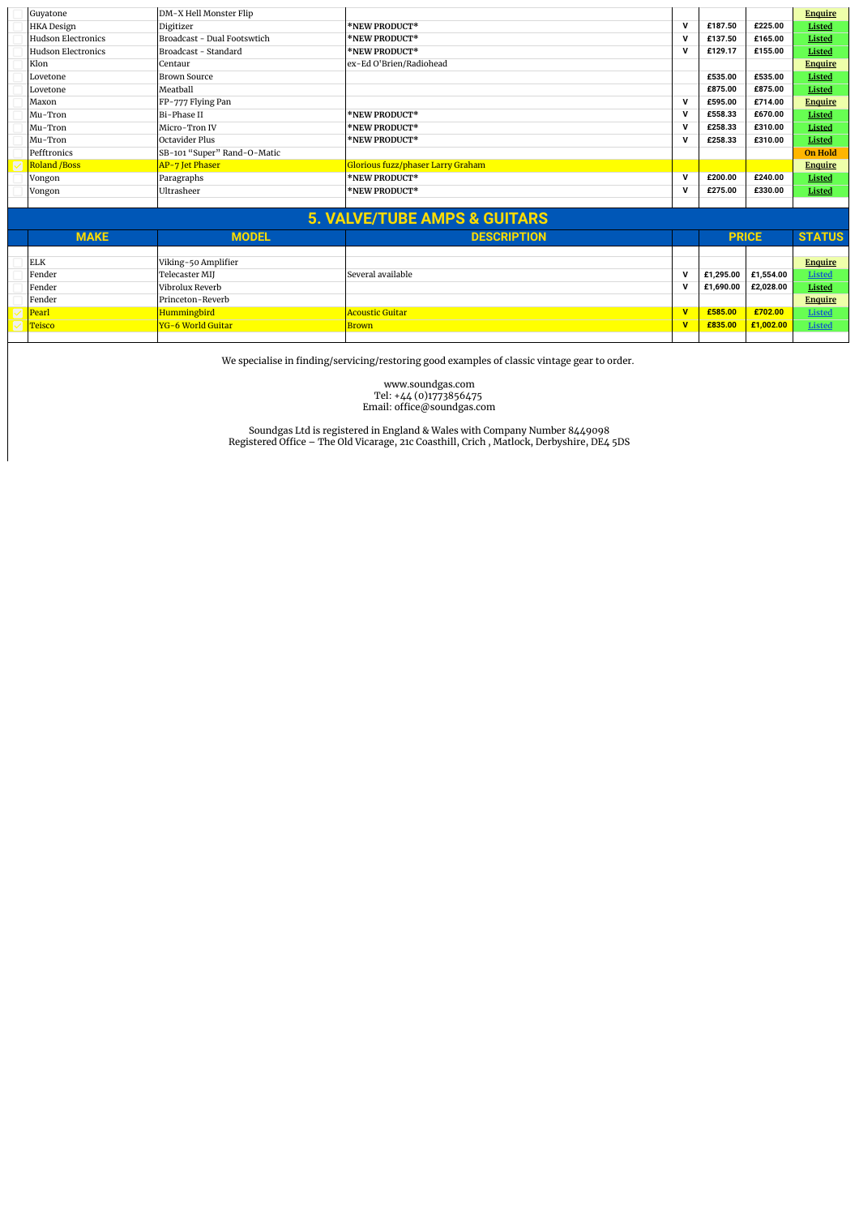| | Make | Model | Description | | Price | | Status |
|---|---|---|---|---|---|---|---|
| | Guyatone | DM-X Hell Monster Flip | | | | | Enquire |
| | HKA Design | Digitizer | *NEW PRODUCT* | V | £187.50 | £225.00 | Listed |
| | Hudson Electronics | Broadcast - Dual Footswtich | *NEW PRODUCT* | V | £137.50 | £165.00 | Listed |
| | Hudson Electronics | Broadcast - Standard | *NEW PRODUCT* | V | £129.17 | £155.00 | Listed |
| | Klon | Centaur | ex-Ed O'Brien/Radiohead | | | | Enquire |
| | Lovetone | Brown Source | | | £535.00 | £535.00 | Listed |
| | Lovetone | Meatball | | | £875.00 | £875.00 | Listed |
| | Maxon | FP-777 Flying Pan | | V | £595.00 | £714.00 | Enquire |
| | Mu-Tron | Bi-Phase II | *NEW PRODUCT* | V | £558.33 | £670.00 | Listed |
| | Mu-Tron | Micro-Tron IV | *NEW PRODUCT* | V | £258.33 | £310.00 | Listed |
| | Mu-Tron | Octavider Plus | *NEW PRODUCT* | V | £258.33 | £310.00 | Listed |
| | Pefftronics | SB-101 "Super" Rand-O-Matic | | | | | On Hold |
| | Roland /Boss | AP-7 Jet Phaser | Glorious fuzz/phaser Larry Graham | | | | Enquire |
| | Vongon | Paragraphs | *NEW PRODUCT* | V | £200.00 | £240.00 | Listed |
| | Vongon | Ultrasheer | *NEW PRODUCT* | V | £275.00 | £330.00 | Listed |

## 5. VALVE/TUBE AMPS & GUITARS

| | MAKE | MODEL | DESCRIPTION | | PRICE | | STATUS |
|---|---|---|---|---|---|---|---|
| | ELK | Viking-50 Amplifier | | | | | Enquire |
| | Fender | Telecaster MIJ | Several available | V | £1,295.00 | £1,554.00 | Listed |
| | Fender | Vibrolux Reverb | | V | £1,690.00 | £2,028.00 | Listed |
| | Fender | Princeton-Reverb | | | | | Enquire |
| | Pearl | Hummingbird | Acoustic Guitar | V | £585.00 | £702.00 | Listed |
| | Teisco | YG-6 World Guitar | Brown | V | £835.00 | £1,002.00 | Listed |

We specialise in finding/servicing/restoring good examples of classic vintage gear to order.

www.soundgas.com
Tel: +44 (0)1773856475
Email: office@soundgas.com

Soundgas Ltd is registered in England & Wales with Company Number 8449098
Registered Office – The Old Vicarage, 21c Coasthill, Crich , Matlock, Derbyshire, DE4 5DS